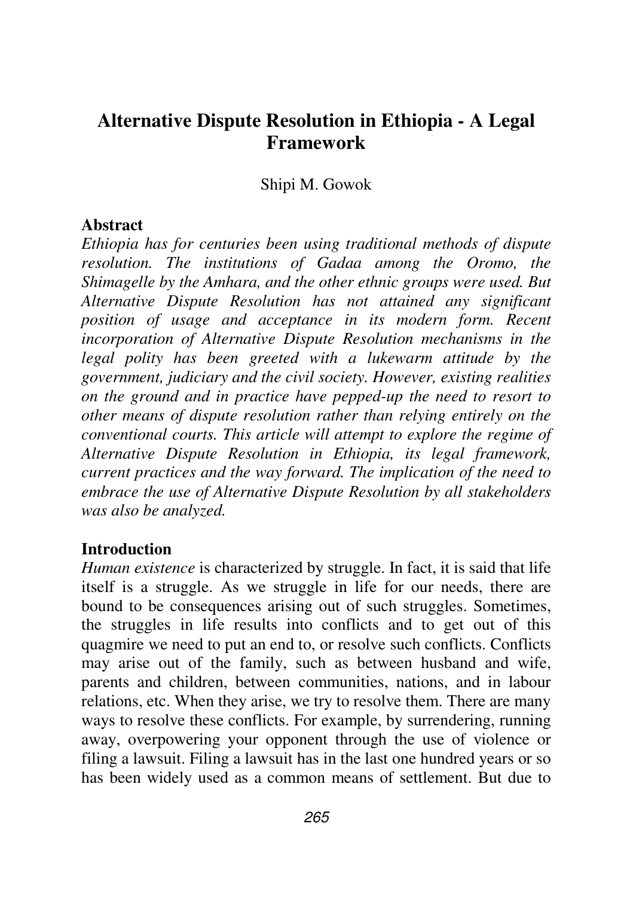# Alternative Dispute Resolution in Ethiopia - A Legal Framework

Shipi M. Gowok

## Abstract

*Ethiopia has for centuries been using traditional methods of dispute resolution. The institutions of Gadaa among the Oromo, the Shimagelle by the Amhara, and the other ethnic groups were used. But Alternative Dispute Resolution has not attained any significant position of usage and acceptance in its modern form. Recent incorporation of Alternative Dispute Resolution mechanisms in the legal polity has been greeted with a lukewarm attitude by the government, judiciary and the civil society. However, existing realities on the ground and in practice have pepped-up the need to resort to other means of dispute resolution rather than relying entirely on the conventional courts. This article will attempt to explore the regime of Alternative Dispute Resolution in Ethiopia, its legal framework, current practices and the way forward. The implication of the need to embrace the use of Alternative Dispute Resolution by all stakeholders was also be analyzed.*

## Introduction

*Human existence* is characterized by struggle. In fact, it is said that life itself is a struggle. As we struggle in life for our needs, there are bound to be consequences arising out of such struggles. Sometimes, the struggles in life results into conflicts and to get out of this quagmire we need to put an end to, or resolve such conflicts. Conflicts may arise out of the family, such as between husband and wife, parents and children, between communities, nations, and in labour relations, etc. When they arise, we try to resolve them. There are many ways to resolve these conflicts. For example, by surrendering, running away, overpowering your opponent through the use of violence or filing a lawsuit. Filing a lawsuit has in the last one hundred years or so has been widely used as a common means of settlement. But due to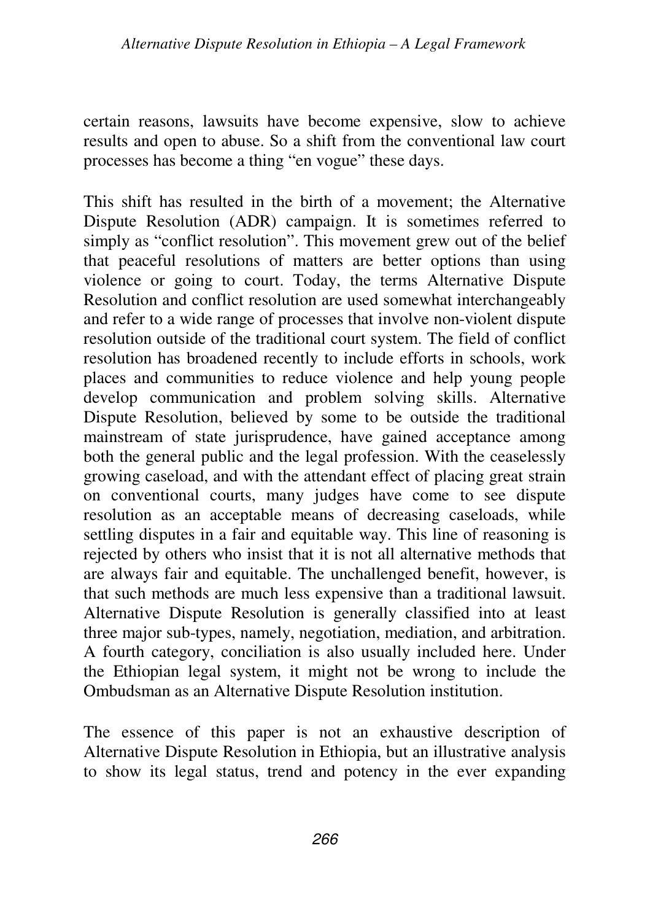certain reasons, lawsuits have become expensive, slow to achieve results and open to abuse. So a shift from the conventional law court processes has become a thing "en vogue" these days.

This shift has resulted in the birth of a movement; the Alternative Dispute Resolution (ADR) campaign. It is sometimes referred to simply as "conflict resolution". This movement grew out of the belief that peaceful resolutions of matters are better options than using violence or going to court. Today, the terms Alternative Dispute Resolution and conflict resolution are used somewhat interchangeably and refer to a wide range of processes that involve non-violent dispute resolution outside of the traditional court system. The field of conflict resolution has broadened recently to include efforts in schools, work places and communities to reduce violence and help young people develop communication and problem solving skills. Alternative Dispute Resolution, believed by some to be outside the traditional mainstream of state jurisprudence, have gained acceptance among both the general public and the legal profession. With the ceaselessly growing caseload, and with the attendant effect of placing great strain on conventional courts, many judges have come to see dispute resolution as an acceptable means of decreasing caseloads, while settling disputes in a fair and equitable way. This line of reasoning is rejected by others who insist that it is not all alternative methods that are always fair and equitable. The unchallenged benefit, however, is that such methods are much less expensive than a traditional lawsuit. Alternative Dispute Resolution is generally classified into at least three major sub-types, namely, negotiation, mediation, and arbitration. A fourth category, conciliation is also usually included here. Under the Ethiopian legal system, it might not be wrong to include the Ombudsman as an Alternative Dispute Resolution institution.

The essence of this paper is not an exhaustive description of Alternative Dispute Resolution in Ethiopia, but an illustrative analysis to show its legal status, trend and potency in the ever expanding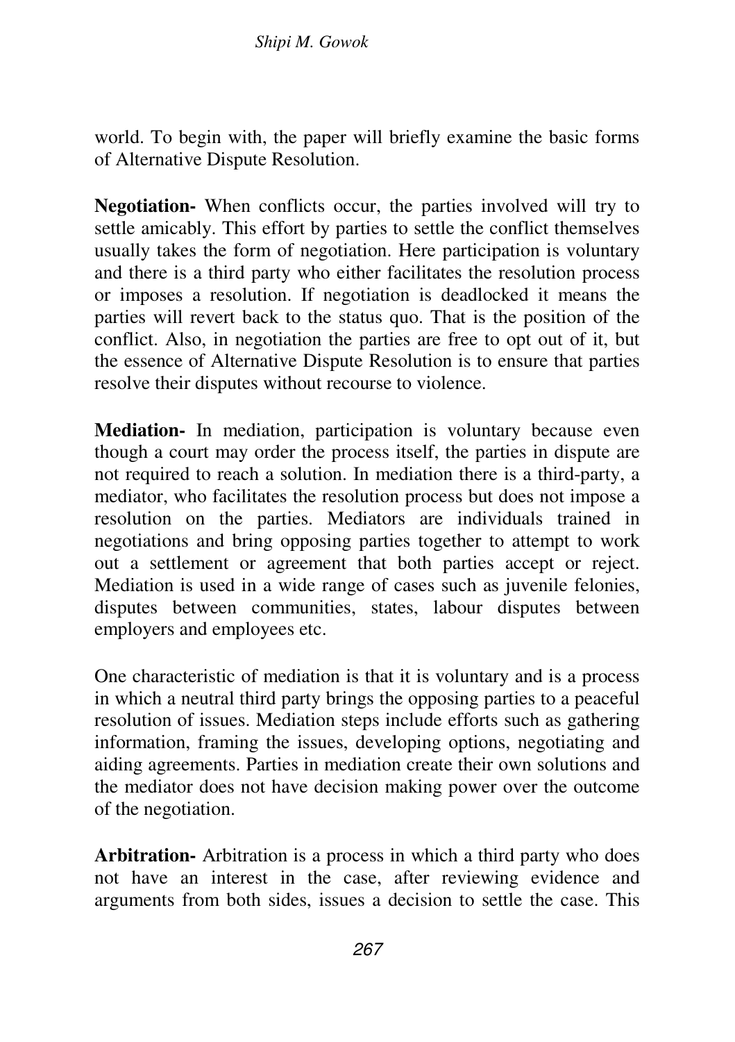world. To begin with, the paper will briefly examine the basic forms of Alternative Dispute Resolution.

**Negotiation-** When conflicts occur, the parties involved will try to settle amicably. This effort by parties to settle the conflict themselves usually takes the form of negotiation. Here participation is voluntary and there is a third party who either facilitates the resolution process or imposes a resolution. If negotiation is deadlocked it means the parties will revert back to the status quo. That is the position of the conflict. Also, in negotiation the parties are free to opt out of it, but the essence of Alternative Dispute Resolution is to ensure that parties resolve their disputes without recourse to violence.

**Mediation-** In mediation, participation is voluntary because even though a court may order the process itself, the parties in dispute are not required to reach a solution. In mediation there is a third-party, a mediator, who facilitates the resolution process but does not impose a resolution on the parties. Mediators are individuals trained in negotiations and bring opposing parties together to attempt to work out a settlement or agreement that both parties accept or reject. Mediation is used in a wide range of cases such as juvenile felonies, disputes between communities, states, labour disputes between employers and employees etc.

One characteristic of mediation is that it is voluntary and is a process in which a neutral third party brings the opposing parties to a peaceful resolution of issues. Mediation steps include efforts such as gathering information, framing the issues, developing options, negotiating and aiding agreements. Parties in mediation create their own solutions and the mediator does not have decision making power over the outcome of the negotiation.

**Arbitration-** Arbitration is a process in which a third party who does not have an interest in the case, after reviewing evidence and arguments from both sides, issues a decision to settle the case. This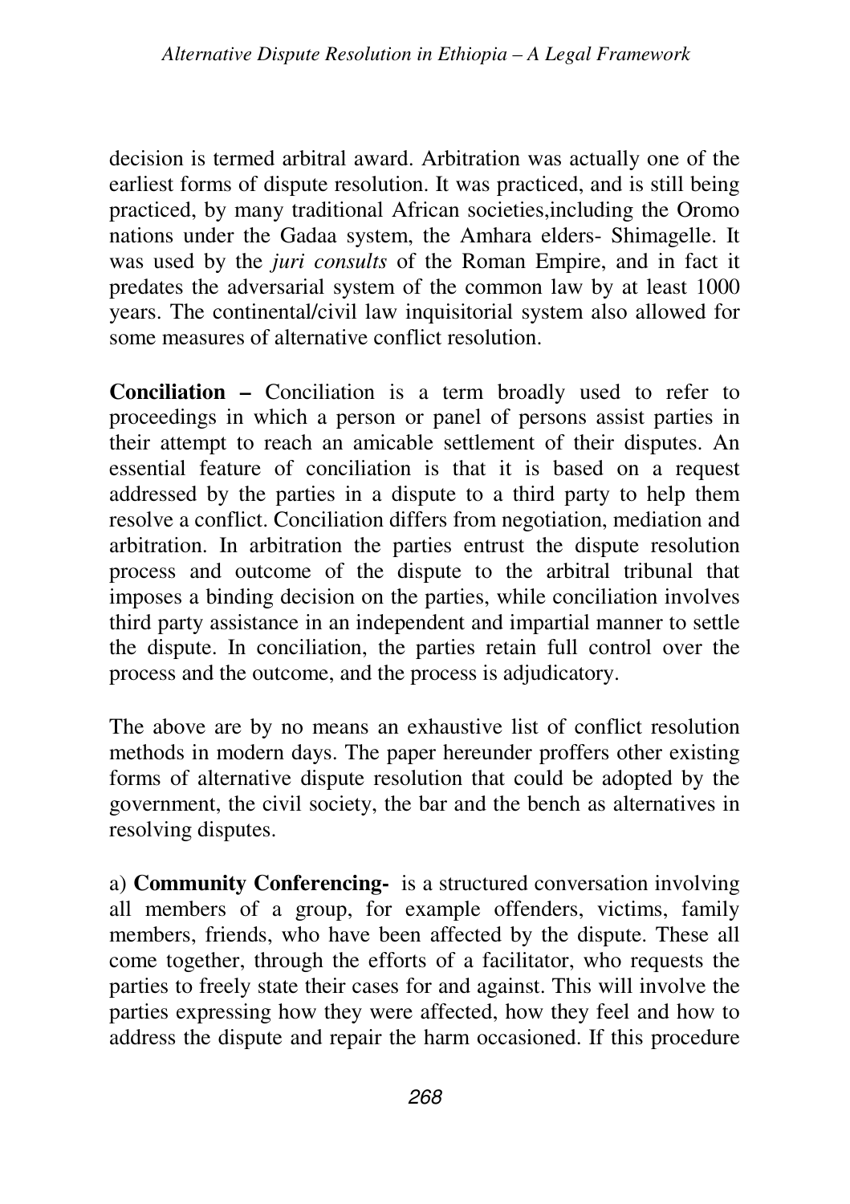decision is termed arbitral award. Arbitration was actually one of the earliest forms of dispute resolution. It was practiced, and is still being practiced, by many traditional African societies,including the Oromo nations under the Gadaa system, the Amhara elders- Shimagelle. It was used by the *juri consults* of the Roman Empire, and in fact it predates the adversarial system of the common law by at least 1000 years. The continental/civil law inquisitorial system also allowed for some measures of alternative conflict resolution.

**Conciliation –** Conciliation is a term broadly used to refer to proceedings in which a person or panel of persons assist parties in their attempt to reach an amicable settlement of their disputes. An essential feature of conciliation is that it is based on a request addressed by the parties in a dispute to a third party to help them resolve a conflict. Conciliation differs from negotiation, mediation and arbitration. In arbitration the parties entrust the dispute resolution process and outcome of the dispute to the arbitral tribunal that imposes a binding decision on the parties, while conciliation involves third party assistance in an independent and impartial manner to settle the dispute. In conciliation, the parties retain full control over the process and the outcome, and the process is adjudicatory.

The above are by no means an exhaustive list of conflict resolution methods in modern days. The paper hereunder proffers other existing forms of alternative dispute resolution that could be adopted by the government, the civil society, the bar and the bench as alternatives in resolving disputes.

a) **Community Conferencing-** is a structured conversation involving all members of a group, for example offenders, victims, family members, friends, who have been affected by the dispute. These all come together, through the efforts of a facilitator, who requests the parties to freely state their cases for and against. This will involve the parties expressing how they were affected, how they feel and how to address the dispute and repair the harm occasioned. If this procedure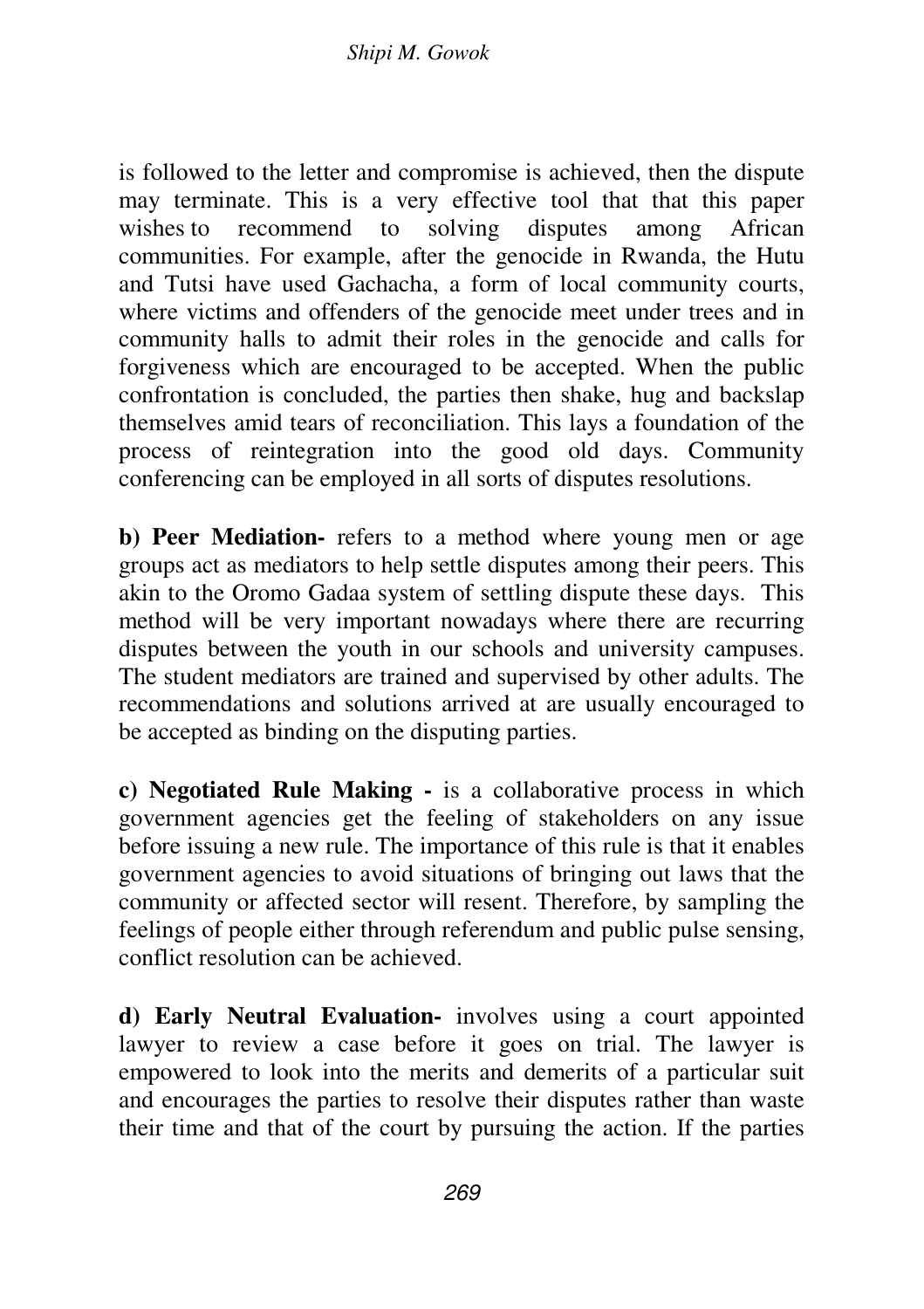is followed to the letter and compromise is achieved, then the dispute may terminate. This is a very effective tool that that this paper wishes to recommend to solving disputes among African communities. For example, after the genocide in Rwanda, the Hutu and Tutsi have used Gachacha, a form of local community courts, where victims and offenders of the genocide meet under trees and in community halls to admit their roles in the genocide and calls for forgiveness which are encouraged to be accepted. When the public confrontation is concluded, the parties then shake, hug and backslap themselves amid tears of reconciliation. This lays a foundation of the process of reintegration into the good old days. Community conferencing can be employed in all sorts of disputes resolutions.

**b) Peer Mediation-** refers to a method where young men or age groups act as mediators to help settle disputes among their peers. This akin to the Oromo Gadaa system of settling dispute these days. This method will be very important nowadays where there are recurring disputes between the youth in our schools and university campuses. The student mediators are trained and supervised by other adults. The recommendations and solutions arrived at are usually encouraged to be accepted as binding on the disputing parties.

**c) Negotiated Rule Making -** is a collaborative process in which government agencies get the feeling of stakeholders on any issue before issuing a new rule. The importance of this rule is that it enables government agencies to avoid situations of bringing out laws that the community or affected sector will resent. Therefore, by sampling the feelings of people either through referendum and public pulse sensing, conflict resolution can be achieved.

**d) Early Neutral Evaluation-** involves using a court appointed lawyer to review a case before it goes on trial. The lawyer is empowered to look into the merits and demerits of a particular suit and encourages the parties to resolve their disputes rather than waste their time and that of the court by pursuing the action. If the parties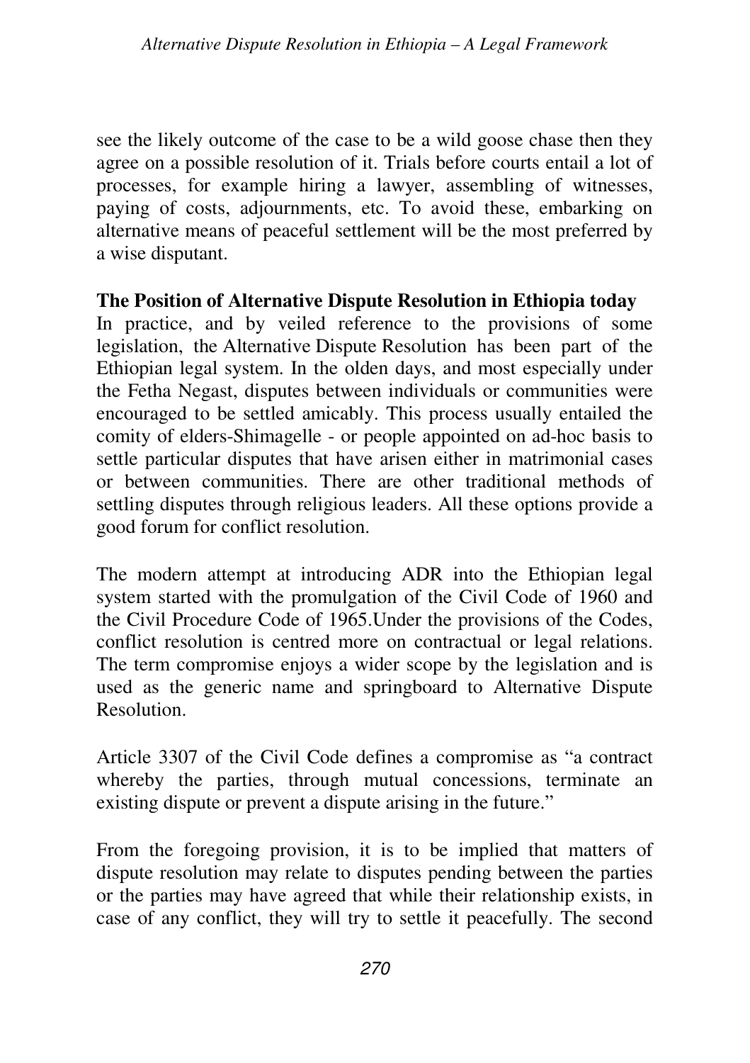see the likely outcome of the case to be a wild goose chase then they agree on a possible resolution of it. Trials before courts entail a lot of processes, for example hiring a lawyer, assembling of witnesses, paying of costs, adjournments, etc. To avoid these, embarking on alternative means of peaceful settlement will be the most preferred by a wise disputant.

**The Position of Alternative Dispute Resolution in Ethiopia today**

In practice, and by veiled reference to the provisions of some legislation, the Alternative Dispute Resolution has been part of the Ethiopian legal system. In the olden days, and most especially under the Fetha Negast, disputes between individuals or communities were encouraged to be settled amicably. This process usually entailed the comity of elders-Shimagelle - or people appointed on ad-hoc basis to settle particular disputes that have arisen either in matrimonial cases or between communities. There are other traditional methods of settling disputes through religious leaders. All these options provide a good forum for conflict resolution.

The modern attempt at introducing ADR into the Ethiopian legal system started with the promulgation of the Civil Code of 1960 and the Civil Procedure Code of 1965.Under the provisions of the Codes, conflict resolution is centred more on contractual or legal relations. The term compromise enjoys a wider scope by the legislation and is used as the generic name and springboard to Alternative Dispute Resolution.

Article 3307 of the Civil Code defines a compromise as "a contract whereby the parties, through mutual concessions, terminate an existing dispute or prevent a dispute arising in the future."

From the foregoing provision, it is to be implied that matters of dispute resolution may relate to disputes pending between the parties or the parties may have agreed that while their relationship exists, in case of any conflict, they will try to settle it peacefully. The second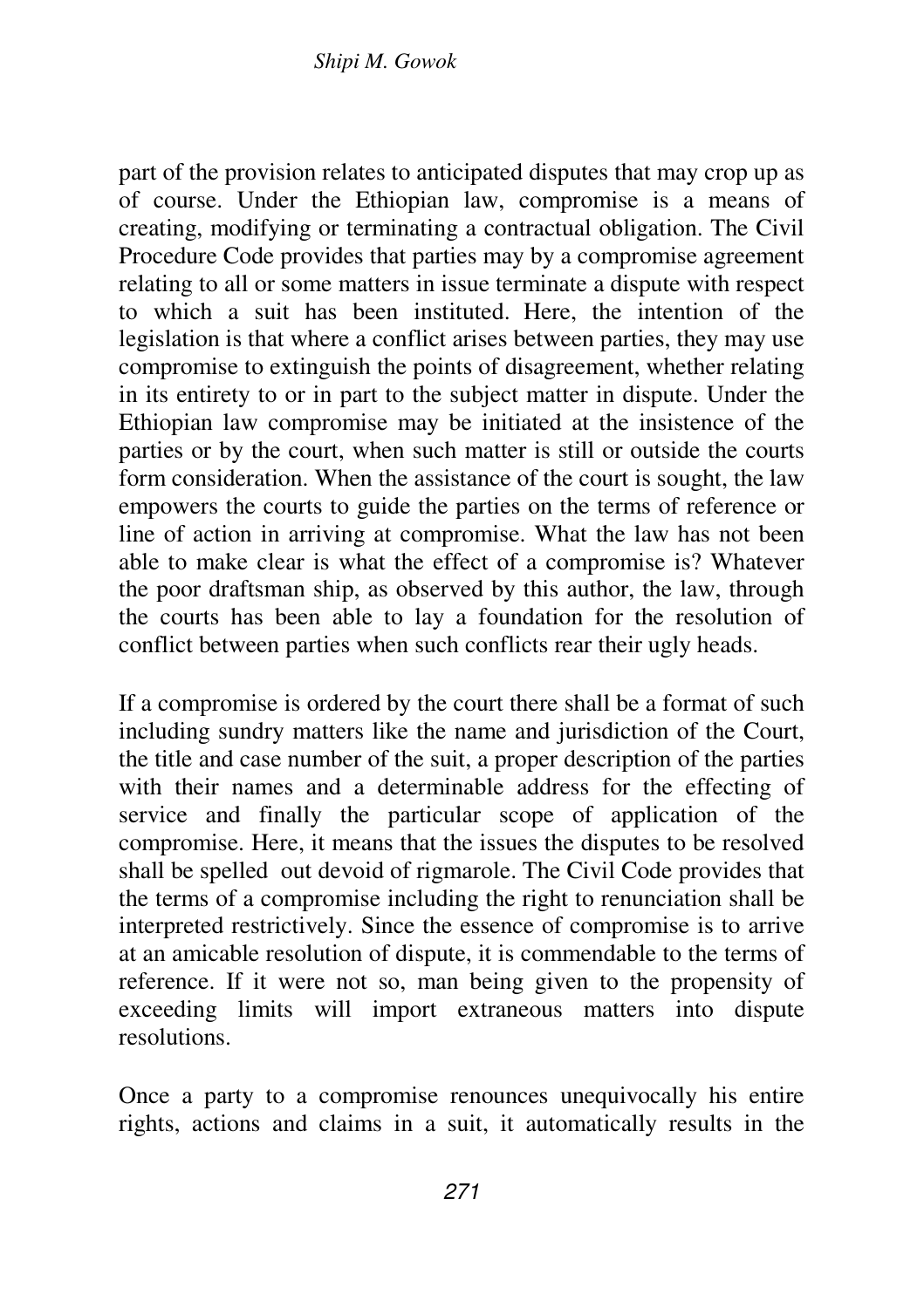part of the provision relates to anticipated disputes that may crop up as of course. Under the Ethiopian law, compromise is a means of creating, modifying or terminating a contractual obligation. The Civil Procedure Code provides that parties may by a compromise agreement relating to all or some matters in issue terminate a dispute with respect to which a suit has been instituted. Here, the intention of the legislation is that where a conflict arises between parties, they may use compromise to extinguish the points of disagreement, whether relating in its entirety to or in part to the subject matter in dispute. Under the Ethiopian law compromise may be initiated at the insistence of the parties or by the court, when such matter is still or outside the courts form consideration. When the assistance of the court is sought, the law empowers the courts to guide the parties on the terms of reference or line of action in arriving at compromise. What the law has not been able to make clear is what the effect of a compromise is? Whatever the poor draftsman ship, as observed by this author, the law, through the courts has been able to lay a foundation for the resolution of conflict between parties when such conflicts rear their ugly heads.

If a compromise is ordered by the court there shall be a format of such including sundry matters like the name and jurisdiction of the Court, the title and case number of the suit, a proper description of the parties with their names and a determinable address for the effecting of service and finally the particular scope of application of the compromise. Here, it means that the issues the disputes to be resolved shall be spelled out devoid of rigmarole. The Civil Code provides that the terms of a compromise including the right to renunciation shall be interpreted restrictively. Since the essence of compromise is to arrive at an amicable resolution of dispute, it is commendable to the terms of reference. If it were not so, man being given to the propensity of exceeding limits will import extraneous matters into dispute resolutions.

Once a party to a compromise renounces unequivocally his entire rights, actions and claims in a suit, it automatically results in the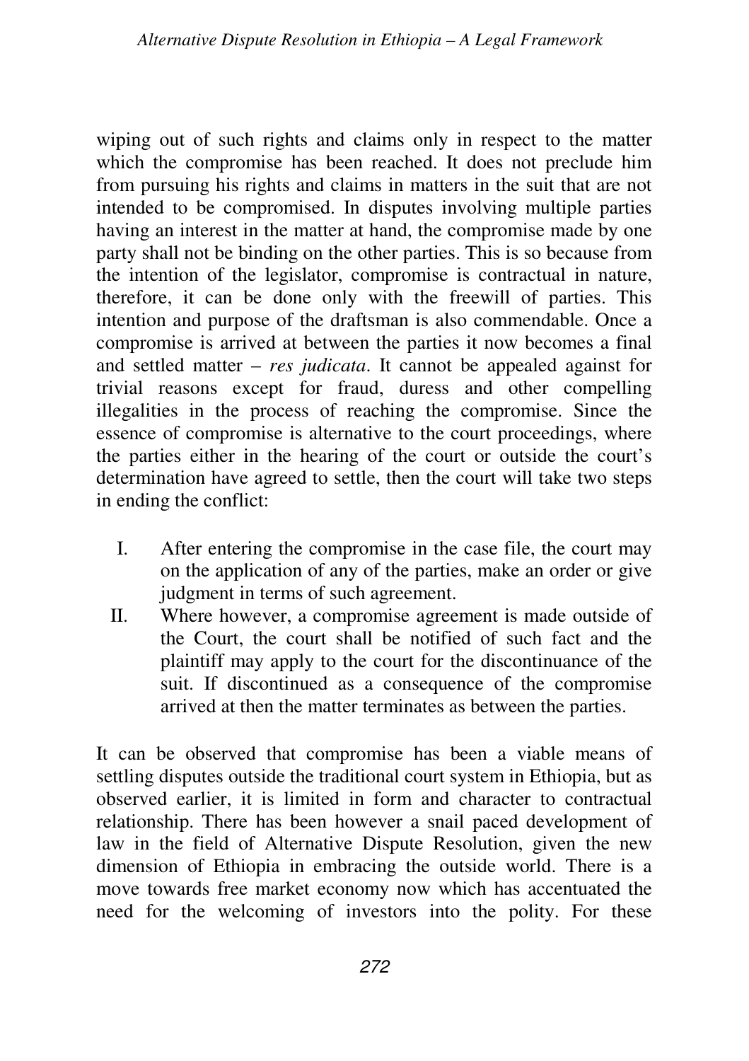wiping out of such rights and claims only in respect to the matter which the compromise has been reached. It does not preclude him from pursuing his rights and claims in matters in the suit that are not intended to be compromised. In disputes involving multiple parties having an interest in the matter at hand, the compromise made by one party shall not be binding on the other parties. This is so because from the intention of the legislator, compromise is contractual in nature, therefore, it can be done only with the freewill of parties. This intention and purpose of the draftsman is also commendable. Once a compromise is arrived at between the parties it now becomes a final and settled matter – *res judicata*. It cannot be appealed against for trivial reasons except for fraud, duress and other compelling illegalities in the process of reaching the compromise. Since the essence of compromise is alternative to the court proceedings, where the parties either in the hearing of the court or outside the court's determination have agreed to settle, then the court will take two steps in ending the conflict:

I. After entering the compromise in the case file, the court may on the application of any of the parties, make an order or give judgment in terms of such agreement.
II. Where however, a compromise agreement is made outside of the Court, the court shall be notified of such fact and the plaintiff may apply to the court for the discontinuance of the suit. If discontinued as a consequence of the compromise arrived at then the matter terminates as between the parties.

It can be observed that compromise has been a viable means of settling disputes outside the traditional court system in Ethiopia, but as observed earlier, it is limited in form and character to contractual relationship. There has been however a snail paced development of law in the field of Alternative Dispute Resolution, given the new dimension of Ethiopia in embracing the outside world. There is a move towards free market economy now which has accentuated the need for the welcoming of investors into the polity. For these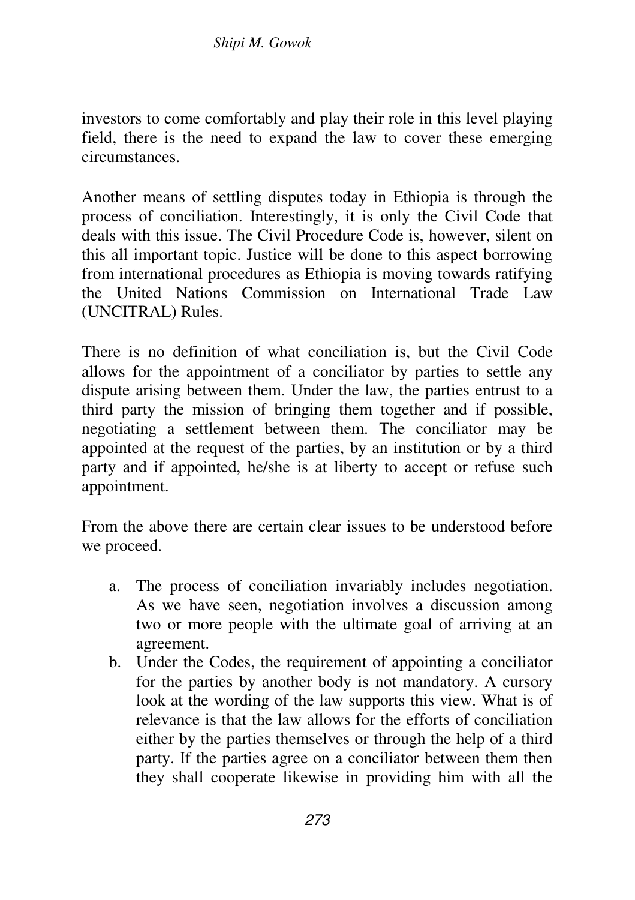investors to come comfortably and play their role in this level playing field, there is the need to expand the law to cover these emerging circumstances.

Another means of settling disputes today in Ethiopia is through the process of conciliation. Interestingly, it is only the Civil Code that deals with this issue. The Civil Procedure Code is, however, silent on this all important topic. Justice will be done to this aspect borrowing from international procedures as Ethiopia is moving towards ratifying the United Nations Commission on International Trade Law (UNCITRAL) Rules.

There is no definition of what conciliation is, but the Civil Code allows for the appointment of a conciliator by parties to settle any dispute arising between them. Under the law, the parties entrust to a third party the mission of bringing them together and if possible, negotiating a settlement between them. The conciliator may be appointed at the request of the parties, by an institution or by a third party and if appointed, he/she is at liberty to accept or refuse such appointment.

From the above there are certain clear issues to be understood before we proceed.

a. The process of conciliation invariably includes negotiation. As we have seen, negotiation involves a discussion among two or more people with the ultimate goal of arriving at an agreement.
b. Under the Codes, the requirement of appointing a conciliator for the parties by another body is not mandatory. A cursory look at the wording of the law supports this view. What is of relevance is that the law allows for the efforts of conciliation either by the parties themselves or through the help of a third party. If the parties agree on a conciliator between them then they shall cooperate likewise in providing him with all the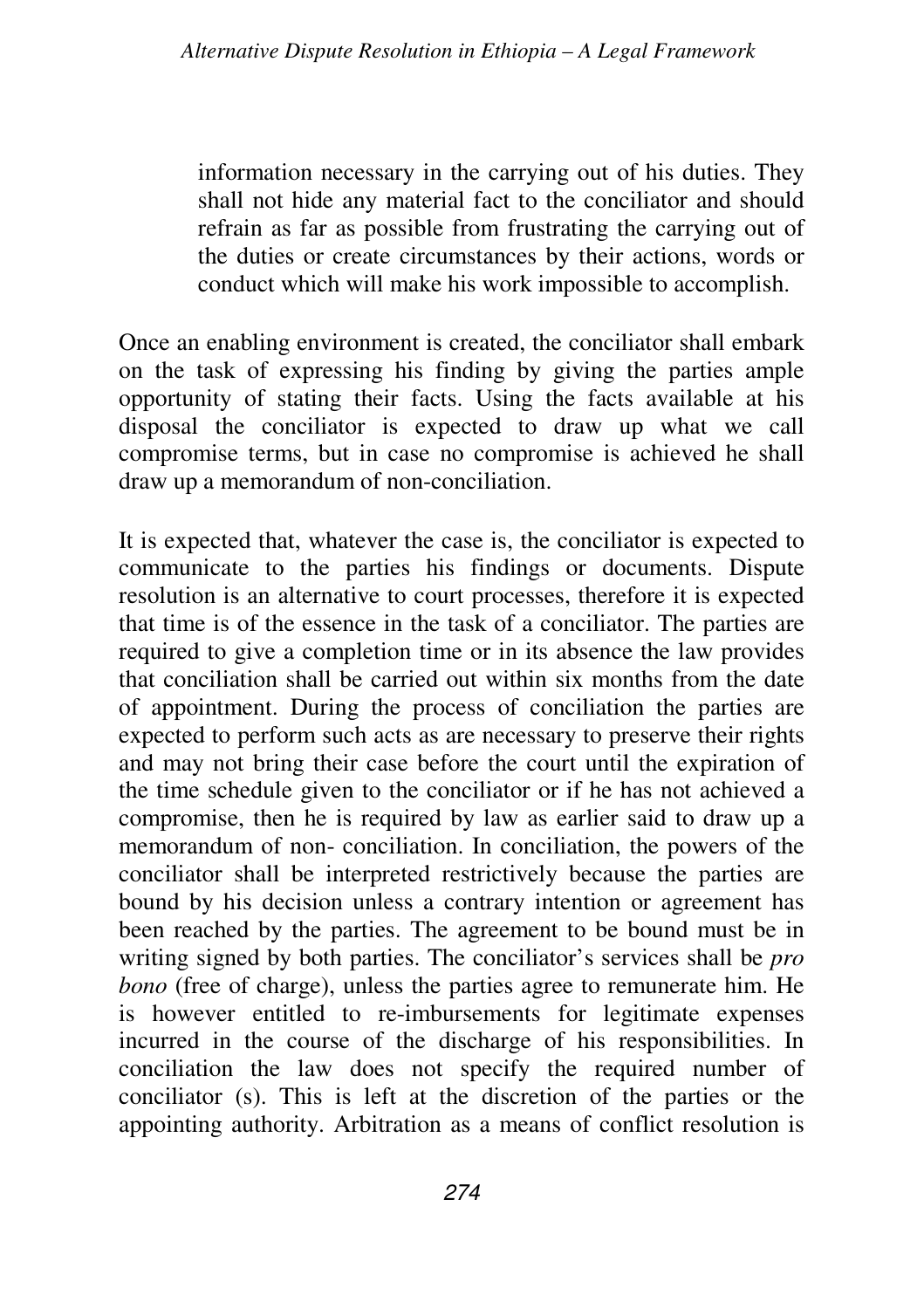> information necessary in the carrying out of his duties. They shall not hide any material fact to the conciliator and should refrain as far as possible from frustrating the carrying out of the duties or create circumstances by their actions, words or conduct which will make his work impossible to accomplish.

Once an enabling environment is created, the conciliator shall embark on the task of expressing his finding by giving the parties ample opportunity of stating their facts. Using the facts available at his disposal the conciliator is expected to draw up what we call compromise terms, but in case no compromise is achieved he shall draw up a memorandum of non-conciliation.

It is expected that, whatever the case is, the conciliator is expected to communicate to the parties his findings or documents. Dispute resolution is an alternative to court processes, therefore it is expected that time is of the essence in the task of a conciliator. The parties are required to give a completion time or in its absence the law provides that conciliation shall be carried out within six months from the date of appointment. During the process of conciliation the parties are expected to perform such acts as are necessary to preserve their rights and may not bring their case before the court until the expiration of the time schedule given to the conciliator or if he has not achieved a compromise, then he is required by law as earlier said to draw up a memorandum of non- conciliation. In conciliation, the powers of the conciliator shall be interpreted restrictively because the parties are bound by his decision unless a contrary intention or agreement has been reached by the parties. The agreement to be bound must be in writing signed by both parties. The conciliator's services shall be *pro bono* (free of charge), unless the parties agree to remunerate him. He is however entitled to re-imbursements for legitimate expenses incurred in the course of the discharge of his responsibilities. In conciliation the law does not specify the required number of conciliator (s). This is left at the discretion of the parties or the appointing authority. Arbitration as a means of conflict resolution is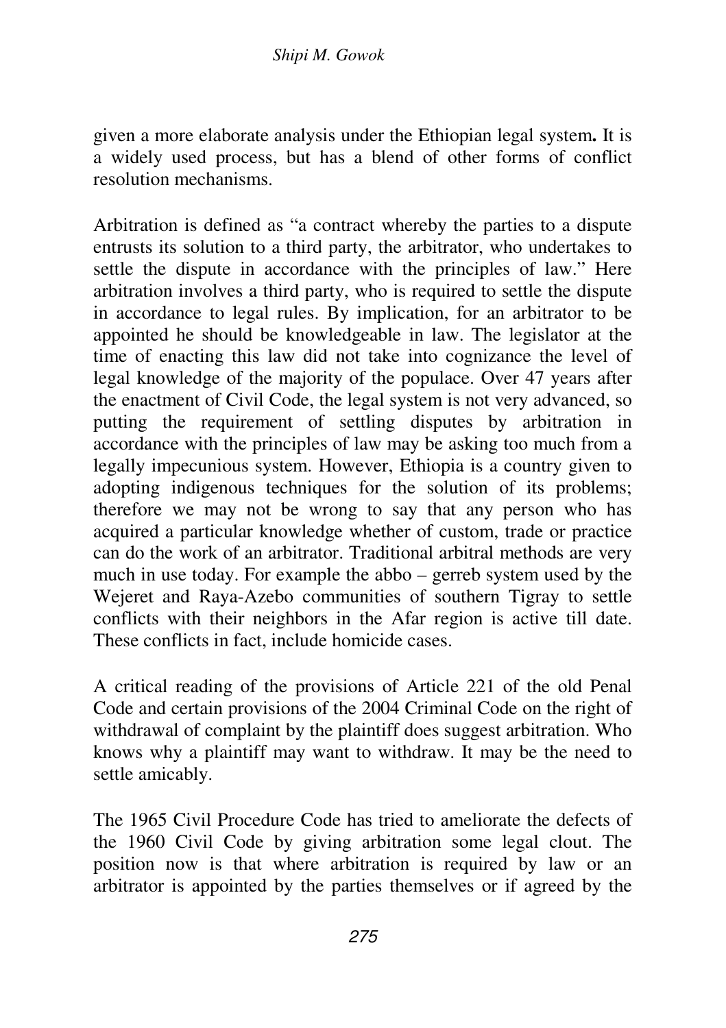given a more elaborate analysis under the Ethiopian legal system**.** It is a widely used process, but has a blend of other forms of conflict resolution mechanisms.

Arbitration is defined as "a contract whereby the parties to a dispute entrusts its solution to a third party, the arbitrator, who undertakes to settle the dispute in accordance with the principles of law." Here arbitration involves a third party, who is required to settle the dispute in accordance to legal rules. By implication, for an arbitrator to be appointed he should be knowledgeable in law. The legislator at the time of enacting this law did not take into cognizance the level of legal knowledge of the majority of the populace. Over 47 years after the enactment of Civil Code, the legal system is not very advanced, so putting the requirement of settling disputes by arbitration in accordance with the principles of law may be asking too much from a legally impecunious system. However, Ethiopia is a country given to adopting indigenous techniques for the solution of its problems; therefore we may not be wrong to say that any person who has acquired a particular knowledge whether of custom, trade or practice can do the work of an arbitrator. Traditional arbitral methods are very much in use today. For example the abbo – gerreb system used by the Wejeret and Raya-Azebo communities of southern Tigray to settle conflicts with their neighbors in the Afar region is active till date. These conflicts in fact, include homicide cases.

A critical reading of the provisions of Article 221 of the old Penal Code and certain provisions of the 2004 Criminal Code on the right of withdrawal of complaint by the plaintiff does suggest arbitration. Who knows why a plaintiff may want to withdraw. It may be the need to settle amicably.

The 1965 Civil Procedure Code has tried to ameliorate the defects of the 1960 Civil Code by giving arbitration some legal clout. The position now is that where arbitration is required by law or an arbitrator is appointed by the parties themselves or if agreed by the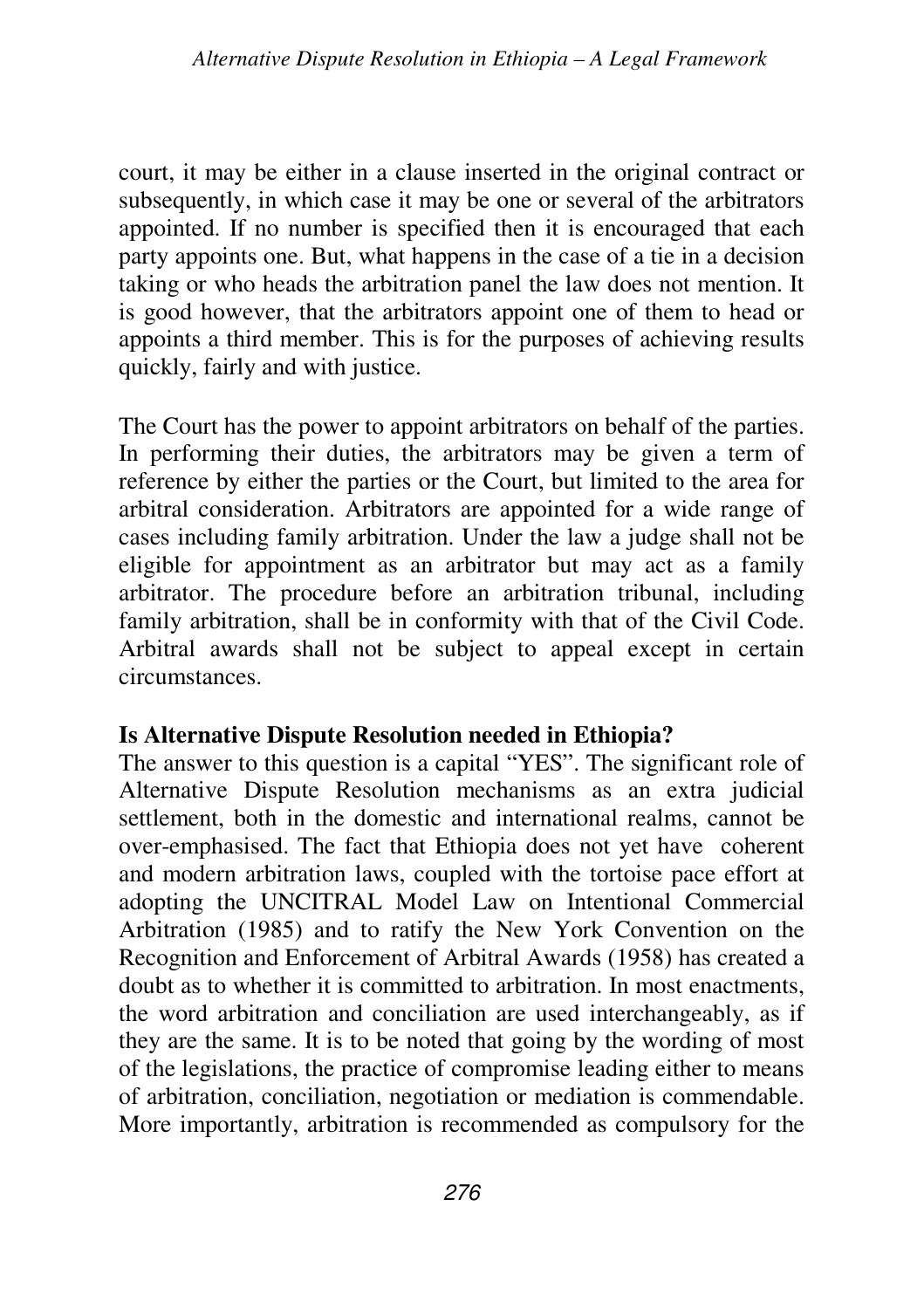court, it may be either in a clause inserted in the original contract or subsequently, in which case it may be one or several of the arbitrators appointed. If no number is specified then it is encouraged that each party appoints one. But, what happens in the case of a tie in a decision taking or who heads the arbitration panel the law does not mention. It is good however, that the arbitrators appoint one of them to head or appoints a third member. This is for the purposes of achieving results quickly, fairly and with justice.

The Court has the power to appoint arbitrators on behalf of the parties. In performing their duties, the arbitrators may be given a term of reference by either the parties or the Court, but limited to the area for arbitral consideration. Arbitrators are appointed for a wide range of cases including family arbitration. Under the law a judge shall not be eligible for appointment as an arbitrator but may act as a family arbitrator. The procedure before an arbitration tribunal, including family arbitration, shall be in conformity with that of the Civil Code. Arbitral awards shall not be subject to appeal except in certain circumstances.

**Is Alternative Dispute Resolution needed in Ethiopia?**

The answer to this question is a capital "YES". The significant role of Alternative Dispute Resolution mechanisms as an extra judicial settlement, both in the domestic and international realms, cannot be over-emphasised. The fact that Ethiopia does not yet have coherent and modern arbitration laws, coupled with the tortoise pace effort at adopting the UNCITRAL Model Law on Intentional Commercial Arbitration (1985) and to ratify the New York Convention on the Recognition and Enforcement of Arbitral Awards (1958) has created a doubt as to whether it is committed to arbitration. In most enactments, the word arbitration and conciliation are used interchangeably, as if they are the same. It is to be noted that going by the wording of most of the legislations, the practice of compromise leading either to means of arbitration, conciliation, negotiation or mediation is commendable. More importantly, arbitration is recommended as compulsory for the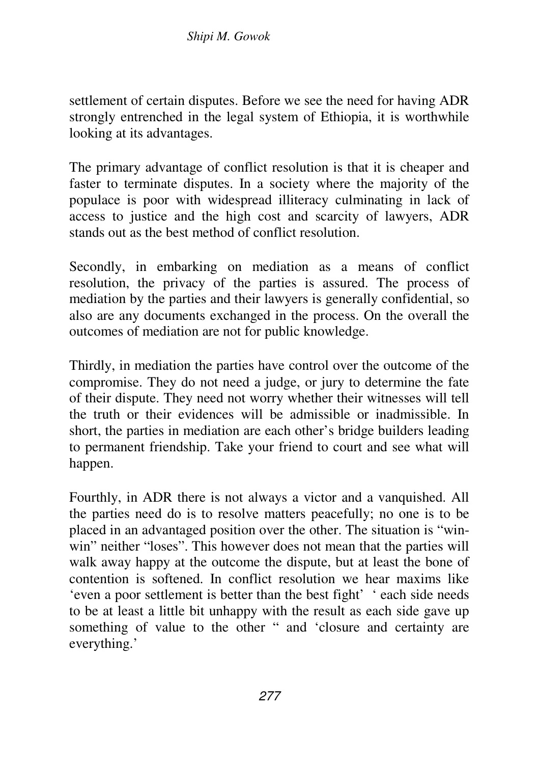settlement of certain disputes. Before we see the need for having ADR strongly entrenched in the legal system of Ethiopia, it is worthwhile looking at its advantages.

The primary advantage of conflict resolution is that it is cheaper and faster to terminate disputes. In a society where the majority of the populace is poor with widespread illiteracy culminating in lack of access to justice and the high cost and scarcity of lawyers, ADR stands out as the best method of conflict resolution.

Secondly, in embarking on mediation as a means of conflict resolution, the privacy of the parties is assured. The process of mediation by the parties and their lawyers is generally confidential, so also are any documents exchanged in the process. On the overall the outcomes of mediation are not for public knowledge.

Thirdly, in mediation the parties have control over the outcome of the compromise. They do not need a judge, or jury to determine the fate of their dispute. They need not worry whether their witnesses will tell the truth or their evidences will be admissible or inadmissible. In short, the parties in mediation are each other's bridge builders leading to permanent friendship. Take your friend to court and see what will happen.

Fourthly, in ADR there is not always a victor and a vanquished. All the parties need do is to resolve matters peacefully; no one is to be placed in an advantaged position over the other. The situation is "win-win" neither "loses". This however does not mean that the parties will walk away happy at the outcome the dispute, but at least the bone of contention is softened. In conflict resolution we hear maxims like 'even a poor settlement is better than the best fight' ' each side needs to be at least a little bit unhappy with the result as each side gave up something of value to the other " and 'closure and certainty are everything.'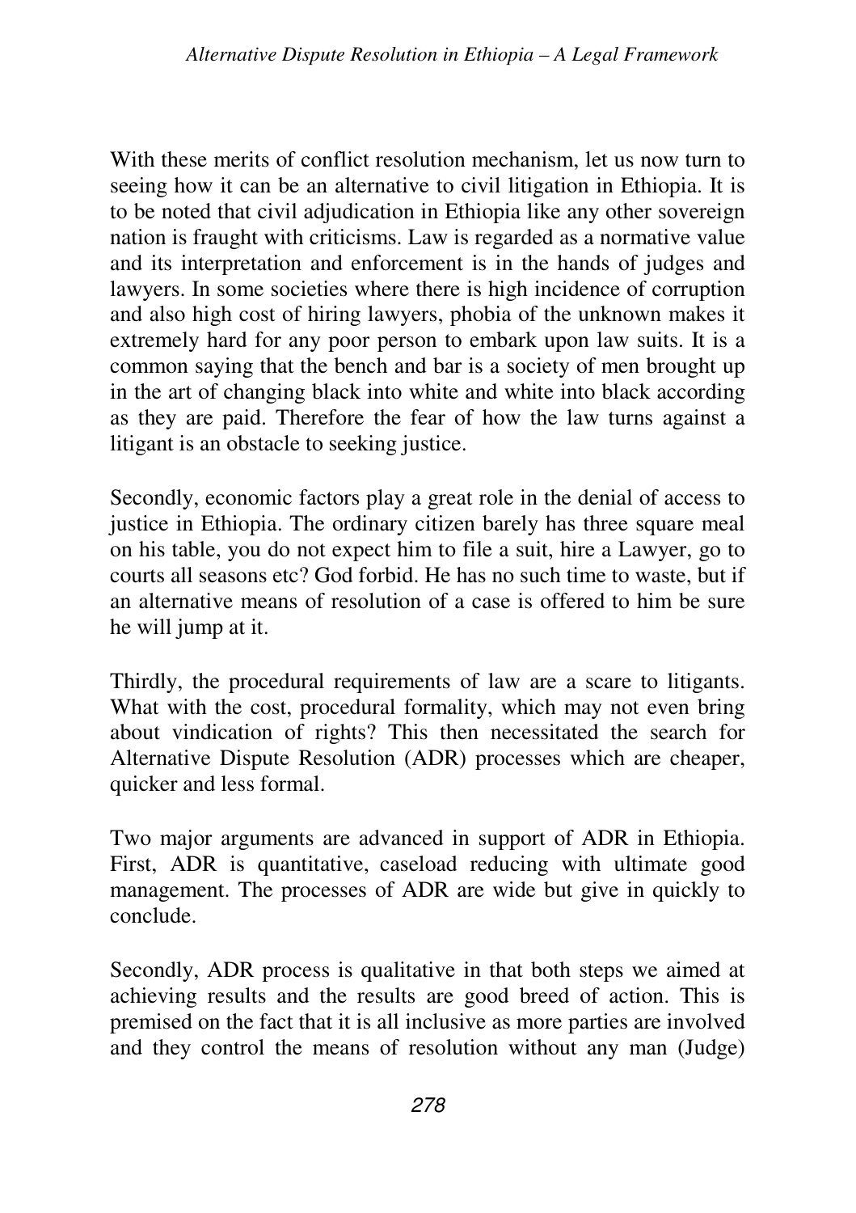With these merits of conflict resolution mechanism, let us now turn to seeing how it can be an alternative to civil litigation in Ethiopia. It is to be noted that civil adjudication in Ethiopia like any other sovereign nation is fraught with criticisms. Law is regarded as a normative value and its interpretation and enforcement is in the hands of judges and lawyers. In some societies where there is high incidence of corruption and also high cost of hiring lawyers, phobia of the unknown makes it extremely hard for any poor person to embark upon law suits. It is a common saying that the bench and bar is a society of men brought up in the art of changing black into white and white into black according as they are paid. Therefore the fear of how the law turns against a litigant is an obstacle to seeking justice.

Secondly, economic factors play a great role in the denial of access to justice in Ethiopia. The ordinary citizen barely has three square meal on his table, you do not expect him to file a suit, hire a Lawyer, go to courts all seasons etc? God forbid. He has no such time to waste, but if an alternative means of resolution of a case is offered to him be sure he will jump at it.

Thirdly, the procedural requirements of law are a scare to litigants. What with the cost, procedural formality, which may not even bring about vindication of rights? This then necessitated the search for Alternative Dispute Resolution (ADR) processes which are cheaper, quicker and less formal.

Two major arguments are advanced in support of ADR in Ethiopia. First, ADR is quantitative, caseload reducing with ultimate good management. The processes of ADR are wide but give in quickly to conclude.

Secondly, ADR process is qualitative in that both steps we aimed at achieving results and the results are good breed of action. This is premised on the fact that it is all inclusive as more parties are involved and they control the means of resolution without any man (Judge)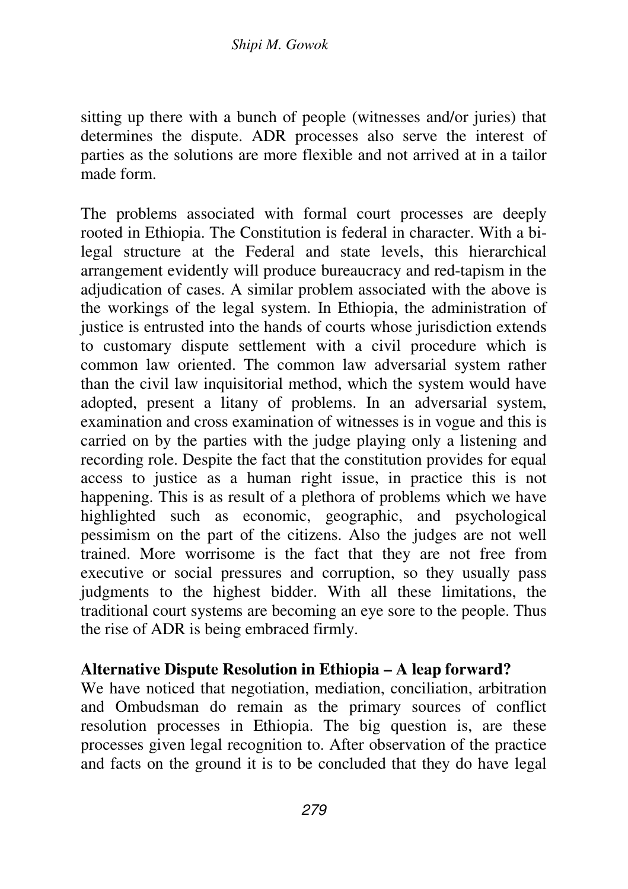sitting up there with a bunch of people (witnesses and/or juries) that determines the dispute. ADR processes also serve the interest of parties as the solutions are more flexible and not arrived at in a tailor made form.

The problems associated with formal court processes are deeply rooted in Ethiopia. The Constitution is federal in character. With a bi-legal structure at the Federal and state levels, this hierarchical arrangement evidently will produce bureaucracy and red-tapism in the adjudication of cases. A similar problem associated with the above is the workings of the legal system. In Ethiopia, the administration of justice is entrusted into the hands of courts whose jurisdiction extends to customary dispute settlement with a civil procedure which is common law oriented. The common law adversarial system rather than the civil law inquisitorial method, which the system would have adopted, present a litany of problems. In an adversarial system, examination and cross examination of witnesses is in vogue and this is carried on by the parties with the judge playing only a listening and recording role. Despite the fact that the constitution provides for equal access to justice as a human right issue, in practice this is not happening. This is as result of a plethora of problems which we have highlighted such as economic, geographic, and psychological pessimism on the part of the citizens. Also the judges are not well trained. More worrisome is the fact that they are not free from executive or social pressures and corruption, so they usually pass judgments to the highest bidder. With all these limitations, the traditional court systems are becoming an eye sore to the people. Thus the rise of ADR is being embraced firmly.

**Alternative Dispute Resolution in Ethiopia – A leap forward?**

We have noticed that negotiation, mediation, conciliation, arbitration and Ombudsman do remain as the primary sources of conflict resolution processes in Ethiopia. The big question is, are these processes given legal recognition to. After observation of the practice and facts on the ground it is to be concluded that they do have legal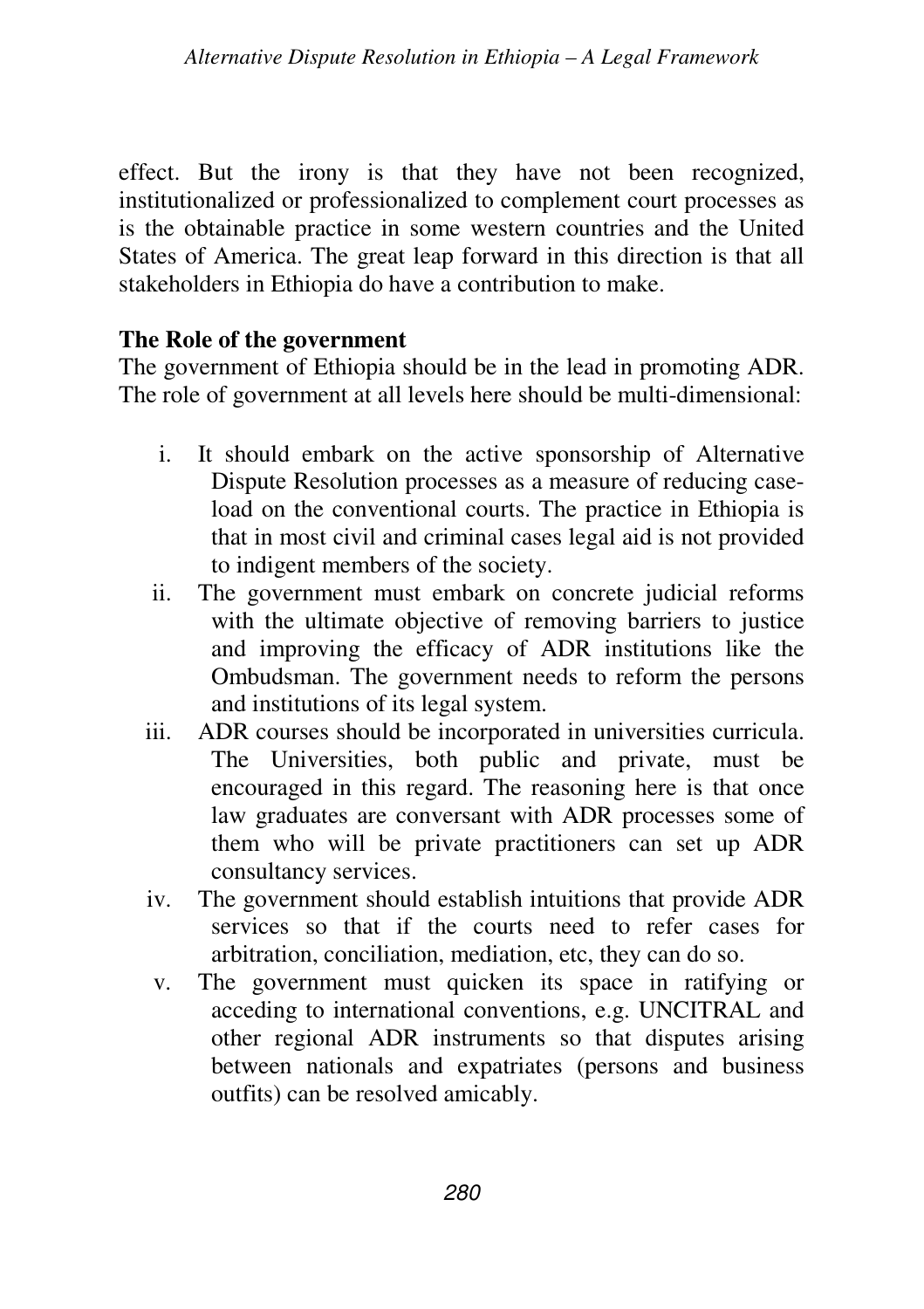effect. But the irony is that they have not been recognized, institutionalized or professionalized to complement court processes as is the obtainable practice in some western countries and the United States of America. The great leap forward in this direction is that all stakeholders in Ethiopia do have a contribution to make.

**The Role of the government**

The government of Ethiopia should be in the lead in promoting ADR. The role of government at all levels here should be multi-dimensional:

i. It should embark on the active sponsorship of Alternative Dispute Resolution processes as a measure of reducing case-load on the conventional courts. The practice in Ethiopia is that in most civil and criminal cases legal aid is not provided to indigent members of the society.

ii. The government must embark on concrete judicial reforms with the ultimate objective of removing barriers to justice and improving the efficacy of ADR institutions like the Ombudsman. The government needs to reform the persons and institutions of its legal system.

iii. ADR courses should be incorporated in universities curricula. The Universities, both public and private, must be encouraged in this regard. The reasoning here is that once law graduates are conversant with ADR processes some of them who will be private practitioners can set up ADR consultancy services.

iv. The government should establish intuitions that provide ADR services so that if the courts need to refer cases for arbitration, conciliation, mediation, etc, they can do so.

v. The government must quicken its space in ratifying or acceding to international conventions, e.g. UNCITRAL and other regional ADR instruments so that disputes arising between nationals and expatriates (persons and business outfits) can be resolved amicably.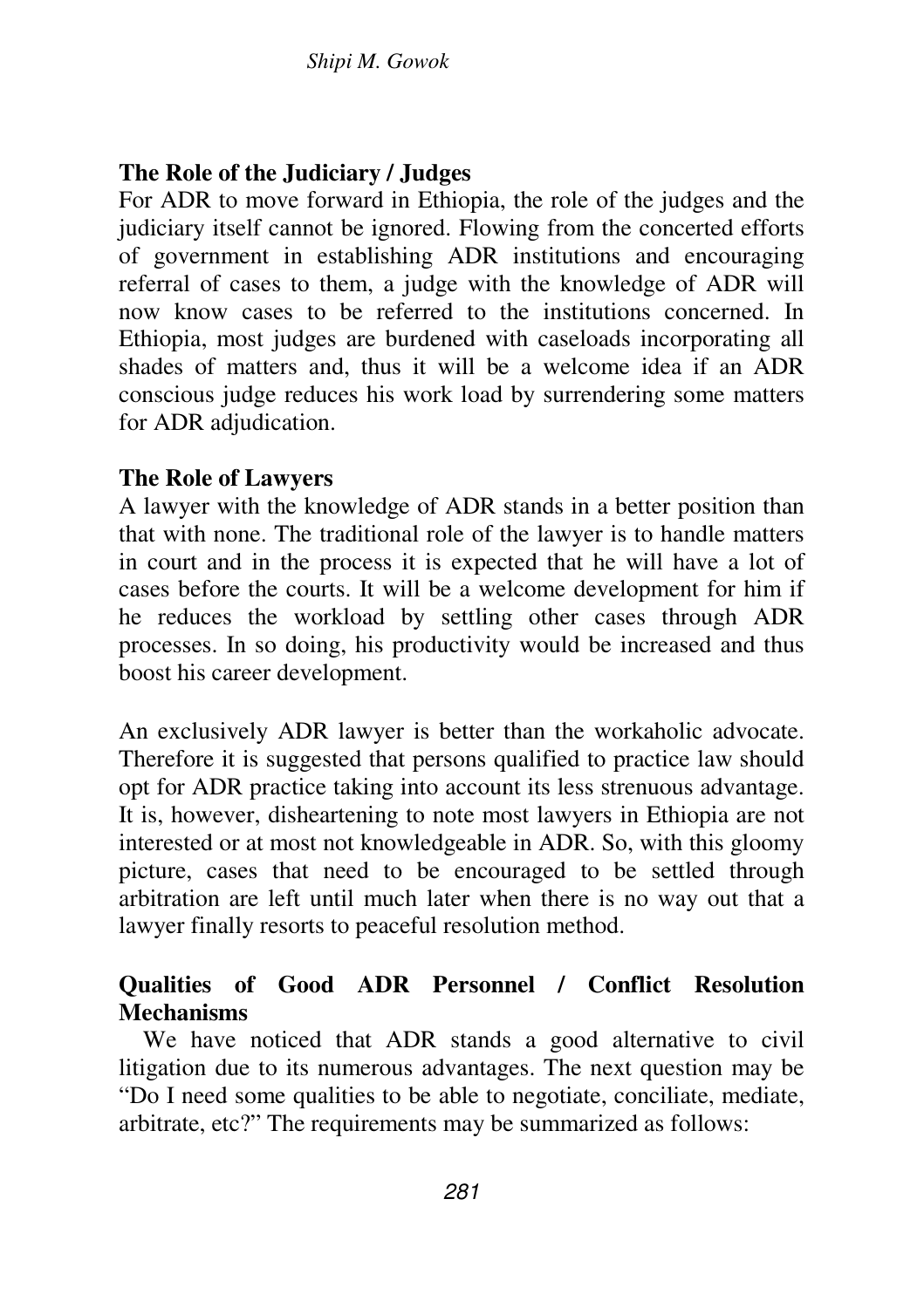**The Role of the Judiciary / Judges**

For ADR to move forward in Ethiopia, the role of the judges and the judiciary itself cannot be ignored. Flowing from the concerted efforts of government in establishing ADR institutions and encouraging referral of cases to them, a judge with the knowledge of ADR will now know cases to be referred to the institutions concerned. In Ethiopia, most judges are burdened with caseloads incorporating all shades of matters and, thus it will be a welcome idea if an ADR conscious judge reduces his work load by surrendering some matters for ADR adjudication.

**The Role of Lawyers**

A lawyer with the knowledge of ADR stands in a better position than that with none. The traditional role of the lawyer is to handle matters in court and in the process it is expected that he will have a lot of cases before the courts. It will be a welcome development for him if he reduces the workload by settling other cases through ADR processes. In so doing, his productivity would be increased and thus boost his career development.

An exclusively ADR lawyer is better than the workaholic advocate. Therefore it is suggested that persons qualified to practice law should opt for ADR practice taking into account its less strenuous advantage. It is, however, disheartening to note most lawyers in Ethiopia are not interested or at most not knowledgeable in ADR. So, with this gloomy picture, cases that need to be encouraged to be settled through arbitration are left until much later when there is no way out that a lawyer finally resorts to peaceful resolution method.

**Qualities of Good ADR Personnel / Conflict Resolution Mechanisms**

We have noticed that ADR stands a good alternative to civil litigation due to its numerous advantages. The next question may be "Do I need some qualities to be able to negotiate, conciliate, mediate, arbitrate, etc?" The requirements may be summarized as follows: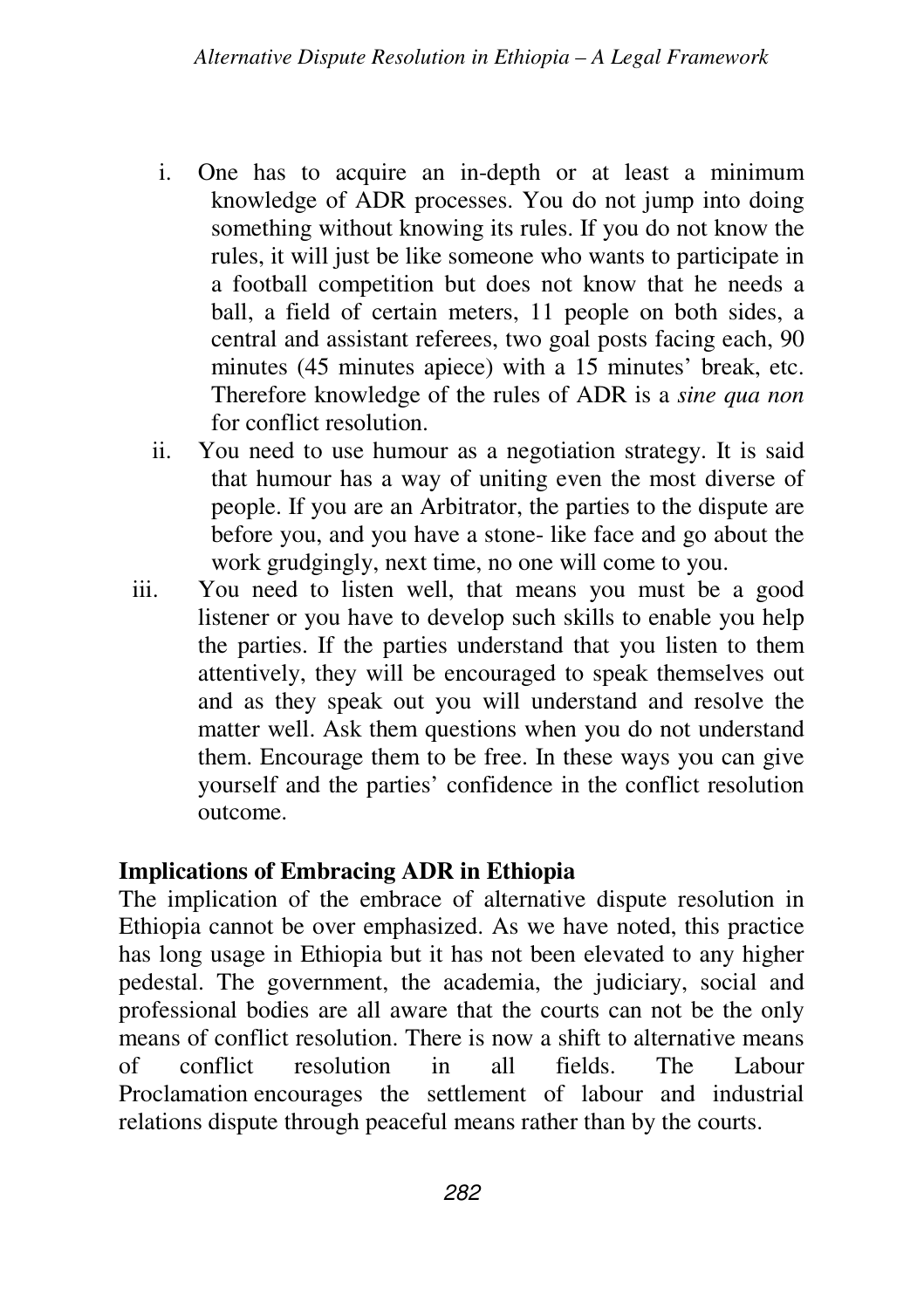i. One has to acquire an in-depth or at least a minimum knowledge of ADR processes. You do not jump into doing something without knowing its rules. If you do not know the rules, it will just be like someone who wants to participate in a football competition but does not know that he needs a ball, a field of certain meters, 11 people on both sides, a central and assistant referees, two goal posts facing each, 90 minutes (45 minutes apiece) with a 15 minutes' break, etc. Therefore knowledge of the rules of ADR is a *sine qua non* for conflict resolution.

ii. You need to use humour as a negotiation strategy. It is said that humour has a way of uniting even the most diverse of people. If you are an Arbitrator, the parties to the dispute are before you, and you have a stone- like face and go about the work grudgingly, next time, no one will come to you.

iii. You need to listen well, that means you must be a good listener or you have to develop such skills to enable you help the parties. If the parties understand that you listen to them attentively, they will be encouraged to speak themselves out and as they speak out you will understand and resolve the matter well. Ask them questions when you do not understand them. Encourage them to be free. In these ways you can give yourself and the parties' confidence in the conflict resolution outcome.

**Implications of Embracing ADR in Ethiopia**

The implication of the embrace of alternative dispute resolution in Ethiopia cannot be over emphasized. As we have noted, this practice has long usage in Ethiopia but it has not been elevated to any higher pedestal. The government, the academia, the judiciary, social and professional bodies are all aware that the courts can not be the only means of conflict resolution. There is now a shift to alternative means of conflict resolution in all fields. The Labour Proclamation encourages the settlement of labour and industrial relations dispute through peaceful means rather than by the courts.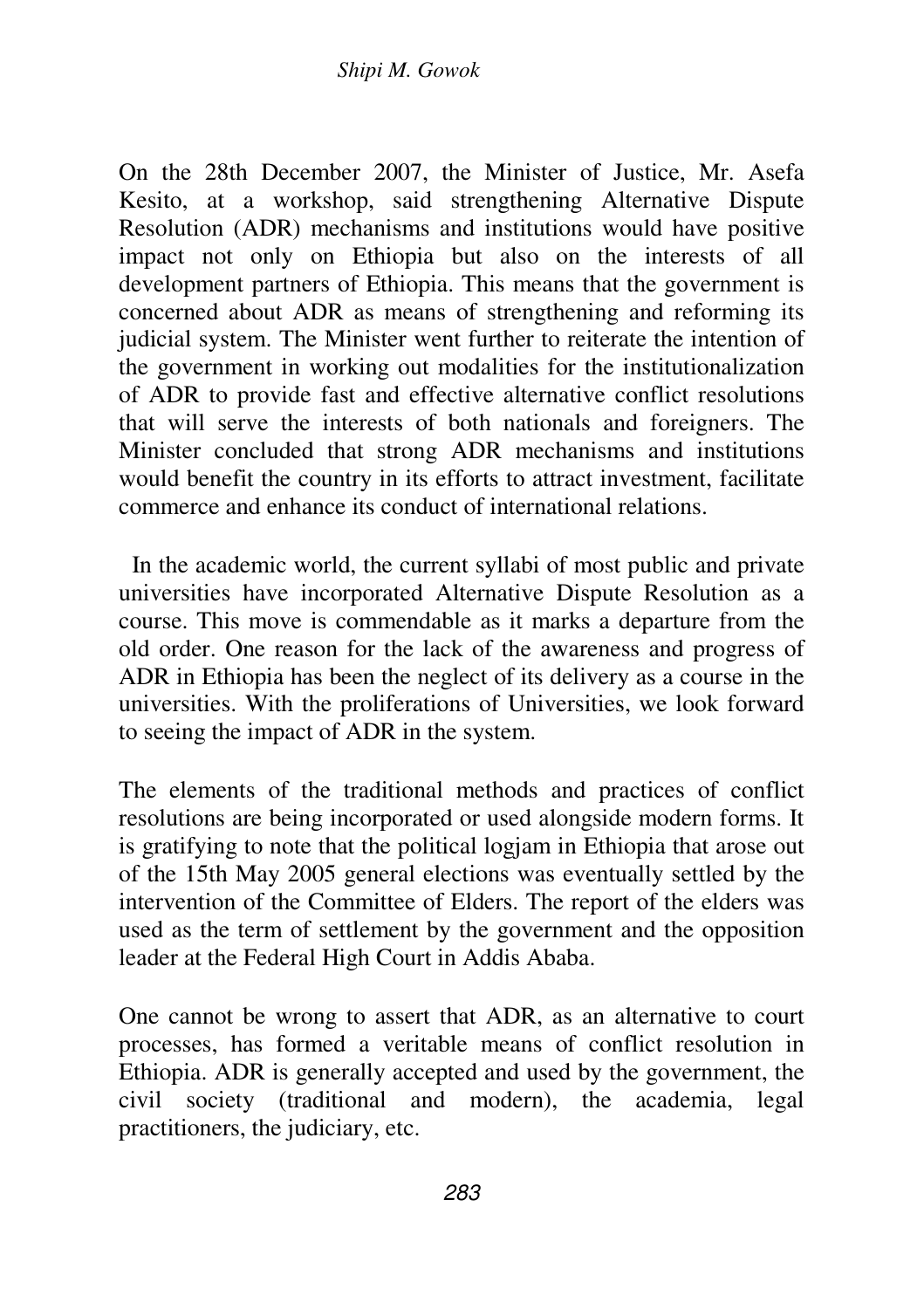On the 28th December 2007, the Minister of Justice, Mr. Asefa Kesito, at a workshop, said strengthening Alternative Dispute Resolution (ADR) mechanisms and institutions would have positive impact not only on Ethiopia but also on the interests of all development partners of Ethiopia. This means that the government is concerned about ADR as means of strengthening and reforming its judicial system. The Minister went further to reiterate the intention of the government in working out modalities for the institutionalization of ADR to provide fast and effective alternative conflict resolutions that will serve the interests of both nationals and foreigners. The Minister concluded that strong ADR mechanisms and institutions would benefit the country in its efforts to attract investment, facilitate commerce and enhance its conduct of international relations.

In the academic world, the current syllabi of most public and private universities have incorporated Alternative Dispute Resolution as a course. This move is commendable as it marks a departure from the old order. One reason for the lack of the awareness and progress of ADR in Ethiopia has been the neglect of its delivery as a course in the universities. With the proliferations of Universities, we look forward to seeing the impact of ADR in the system.

The elements of the traditional methods and practices of conflict resolutions are being incorporated or used alongside modern forms. It is gratifying to note that the political logjam in Ethiopia that arose out of the 15th May 2005 general elections was eventually settled by the intervention of the Committee of Elders. The report of the elders was used as the term of settlement by the government and the opposition leader at the Federal High Court in Addis Ababa.

One cannot be wrong to assert that ADR, as an alternative to court processes, has formed a veritable means of conflict resolution in Ethiopia. ADR is generally accepted and used by the government, the civil society (traditional and modern), the academia, legal practitioners, the judiciary, etc.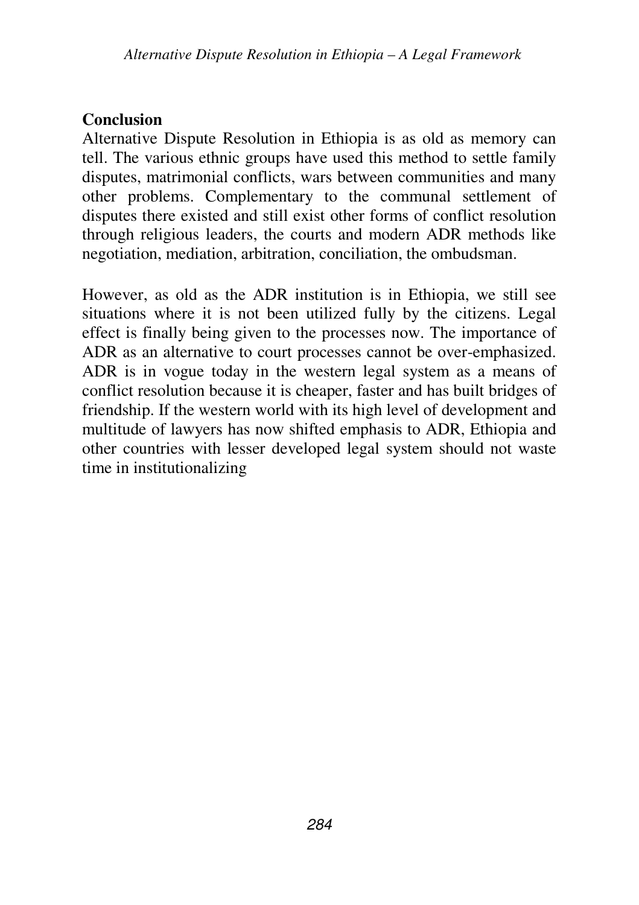## Conclusion

Alternative Dispute Resolution in Ethiopia is as old as memory can tell. The various ethnic groups have used this method to settle family disputes, matrimonial conflicts, wars between communities and many other problems. Complementary to the communal settlement of disputes there existed and still exist other forms of conflict resolution through religious leaders, the courts and modern ADR methods like negotiation, mediation, arbitration, conciliation, the ombudsman.

However, as old as the ADR institution is in Ethiopia, we still see situations where it is not been utilized fully by the citizens. Legal effect is finally being given to the processes now. The importance of ADR as an alternative to court processes cannot be over-emphasized. ADR is in vogue today in the western legal system as a means of conflict resolution because it is cheaper, faster and has built bridges of friendship. If the western world with its high level of development and multitude of lawyers has now shifted emphasis to ADR, Ethiopia and other countries with lesser developed legal system should not waste time in institutionalizing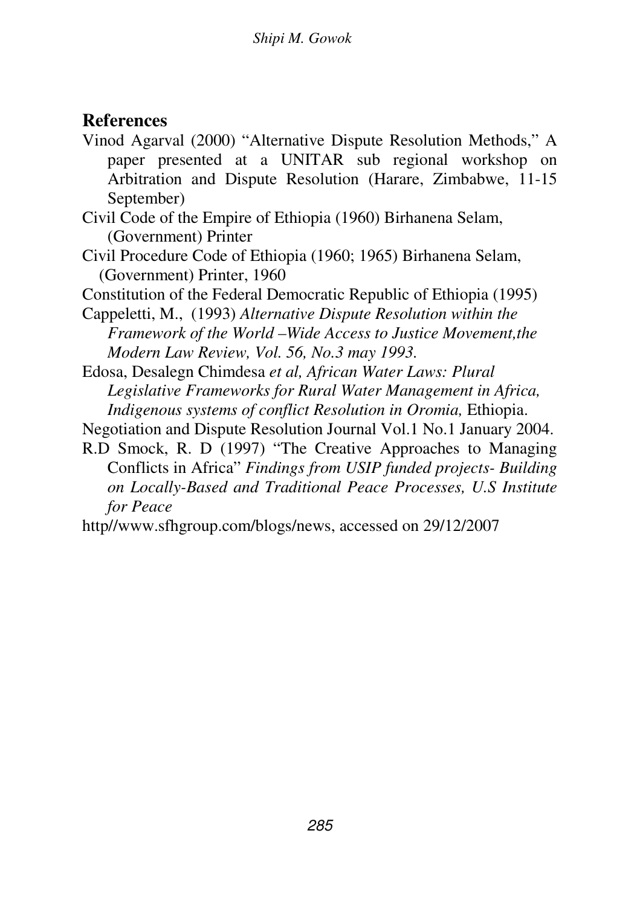## References

Vinod Agarval (2000) "Alternative Dispute Resolution Methods," A paper presented at a UNITAR sub regional workshop on Arbitration and Dispute Resolution (Harare, Zimbabwe, 11-15 September)

Civil Code of the Empire of Ethiopia (1960) Birhanena Selam, (Government) Printer

Civil Procedure Code of Ethiopia (1960; 1965) Birhanena Selam, (Government) Printer, 1960

Constitution of the Federal Democratic Republic of Ethiopia (1995)

Cappeletti, M., (1993) *Alternative Dispute Resolution within the Framework of the World –Wide Access to Justice Movement,the Modern Law Review, Vol. 56, No.3 may 1993.*

Edosa, Desalegn Chimdesa *et al, African Water Laws: Plural Legislative Frameworks for Rural Water Management in Africa, Indigenous systems of conflict Resolution in Oromia,* Ethiopia.

Negotiation and Dispute Resolution Journal Vol.1 No.1 January 2004.

R.D Smock, R. D (1997) "The Creative Approaches to Managing Conflicts in Africa" *Findings from USIP funded projects- Building on Locally-Based and Traditional Peace Processes, U.S Institute for Peace*

http//www.sfhgroup.com/blogs/news, accessed on 29/12/2007